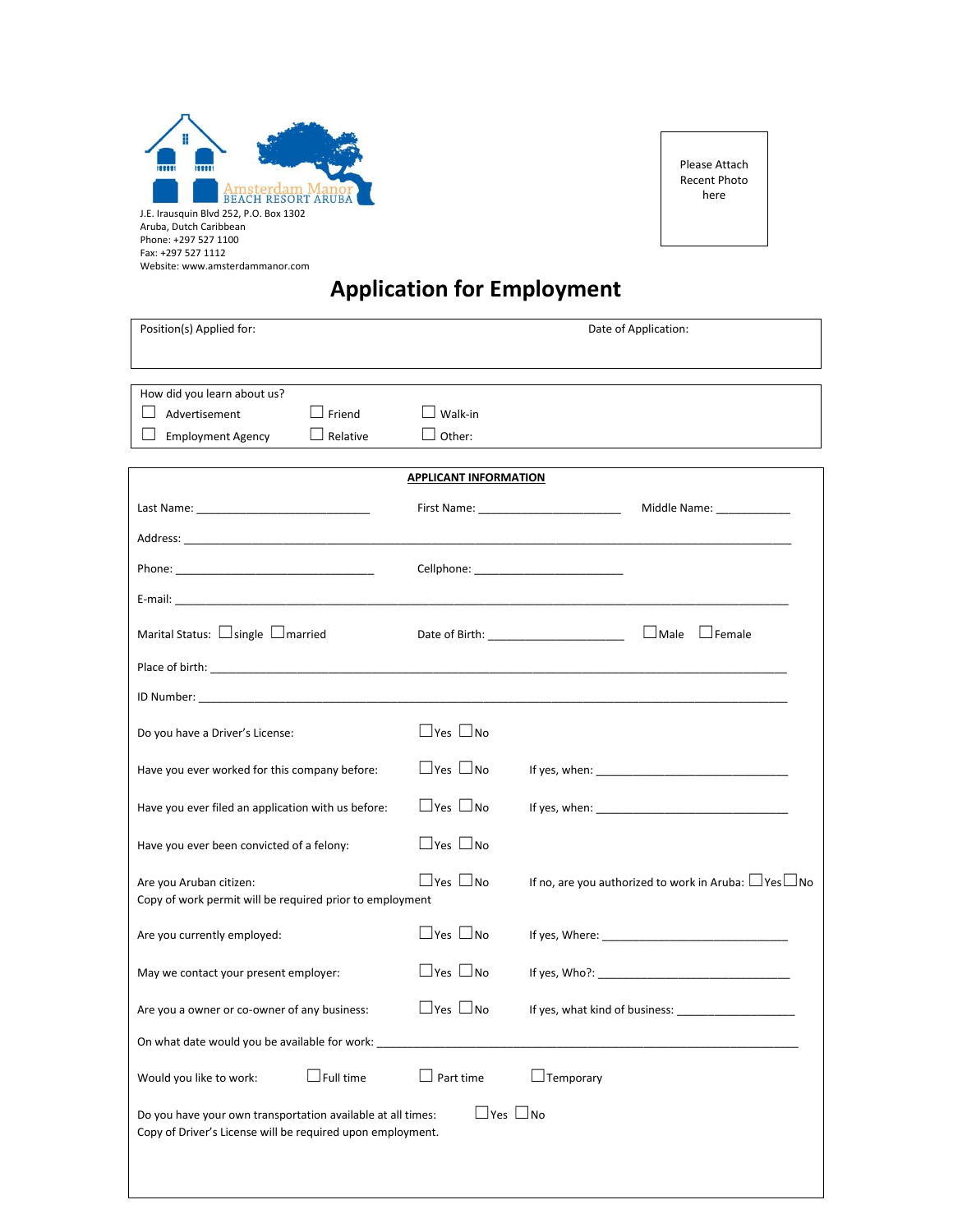Amsterdam Manor
BEACH RESORT ARUBA

J.E. Irausquin Blvd 252, P.O. Box 1302
Aruba, Dutch Caribbean
Phone: +297 527 1100
Fax: +297 527 1112
Website: www.amsterdammanor.com

Please Attach Recent Photo here

# Application for Employment

Position(s) Applied for: Date of Application:

How did you learn about us?

☐ Advertisement ☐ Friend ☐ Walk-in
☐ Employment Agency ☐ Relative ☐ Other:

## APPLICANT INFORMATION

Last Name: ___________________________ First Name: ______________________ Middle Name: ___________

Address: ______________________________________________________________________________

Phone: _______________________________ Cellphone: _______________________

E-mail: _______________________________________________________________________________

Marital Status: ☐ single ☐ married Date of Birth: _____________________ ☐ Male ☐ Female

Place of birth: _________________________________________________________________________

ID Number: ___________________________________________________________________________

Do you have a Driver's License: ☐ Yes ☐ No

Have you ever worked for this company before: ☐ Yes ☐ No If yes, when: ______________________________

Have you ever filed an application with us before: ☐ Yes ☐ No If yes, when: ______________________________

Have you ever been convicted of a felony: ☐ Yes ☐ No

Are you Aruban citizen: ☐ Yes ☐ No If no, are you authorized to work in Aruba: ☐ Yes ☐ No
Copy of work permit will be required prior to employment

Are you currently employed: ☐ Yes ☐ No If yes, Where: _____________________________

May we contact your present employer: ☐ Yes ☐ No If yes, Who?: _____________________________

Are you a owner or co-owner of any business: ☐ Yes ☐ No If yes, what kind of business: ___________________

On what date would you be available for work: ________________________________________________

Would you like to work: ☐ Full time ☐ Part time ☐ Temporary

Do you have your own transportation available at all times: ☐ Yes ☐ No
Copy of Driver's License will be required upon employment.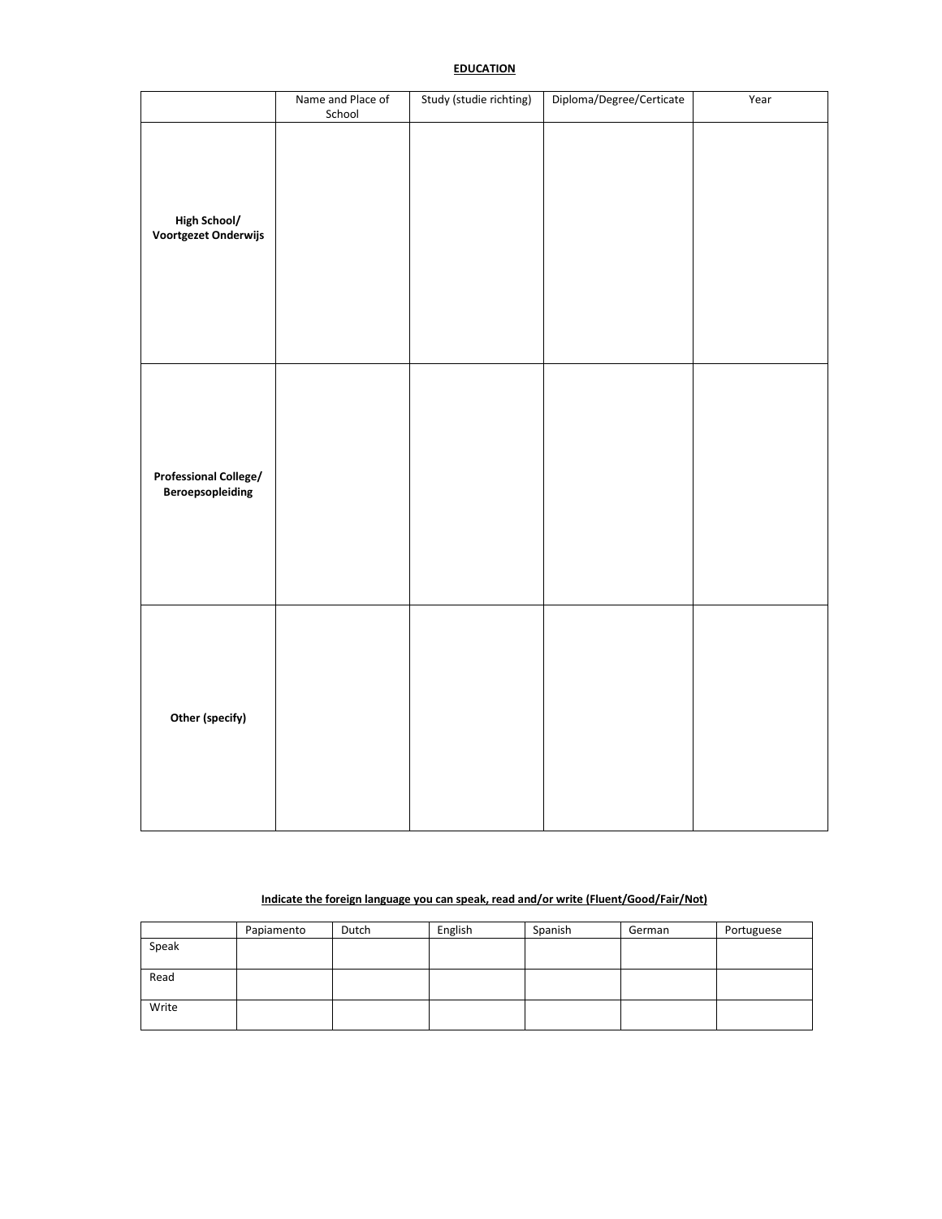**EDUCATION**

| | Name and Place of School | Study (studie richting) | Diploma/Degree/Certicate | Year |
|---|---|---|---|---|
| **High School/ Voortgezet Onderwijs** | | | | |
| **Professional College/ Beroepsopleiding** | | | | |
| **Other (specify)** | | | | |

**Indicate the foreign language you can speak, read and/or write (Fluent/Good/Fair/Not)**

| | Papiamento | Dutch | English | Spanish | German | Portuguese |
|---|---|---|---|---|---|---|
| Speak | | | | | | |
| Read | | | | | | |
| Write | | | | | | |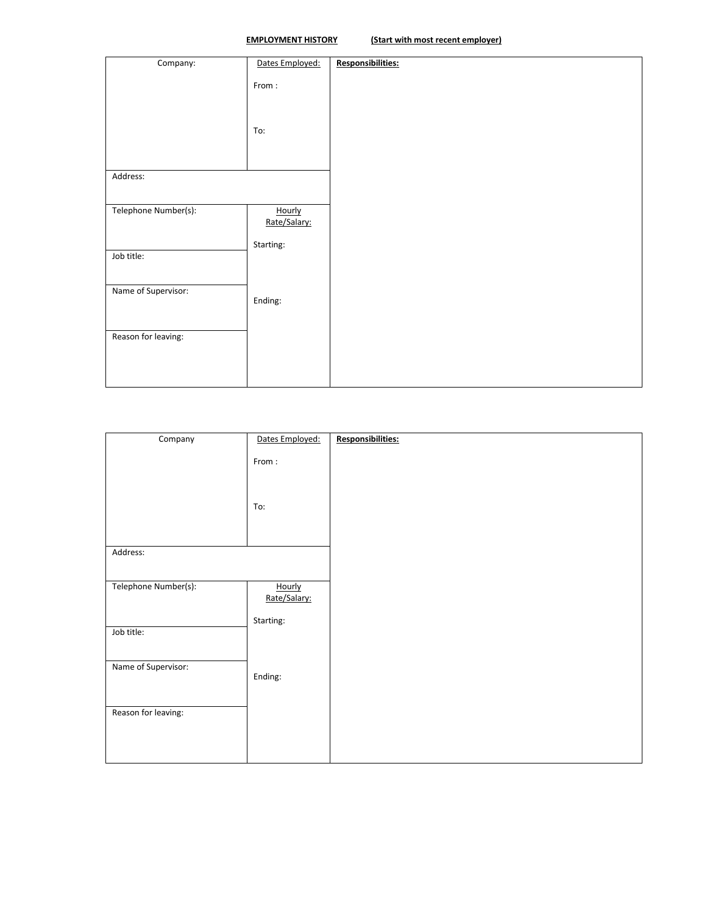**EMPLOYMENT HISTORY** **(Start with most recent employer)**

| Company: | Dates Employed:<br><br>From :<br><br>To: | **Responsibilities:** |
|---|---|---|
| Address: | | |
| Telephone Number(s): | Hourly Rate/Salary:<br><br>Starting: | |
| Job title: | | |
| Name of Supervisor: | Ending: | |
| Reason for leaving: | | |

| Company | Dates Employed:<br><br>From :<br><br>To: | **Responsibilities:** |
|---|---|---|
| Address: | | |
| Telephone Number(s): | Hourly Rate/Salary:<br><br>Starting: | |
| Job title: | | |
| Name of Supervisor: | Ending: | |
| Reason for leaving: | | |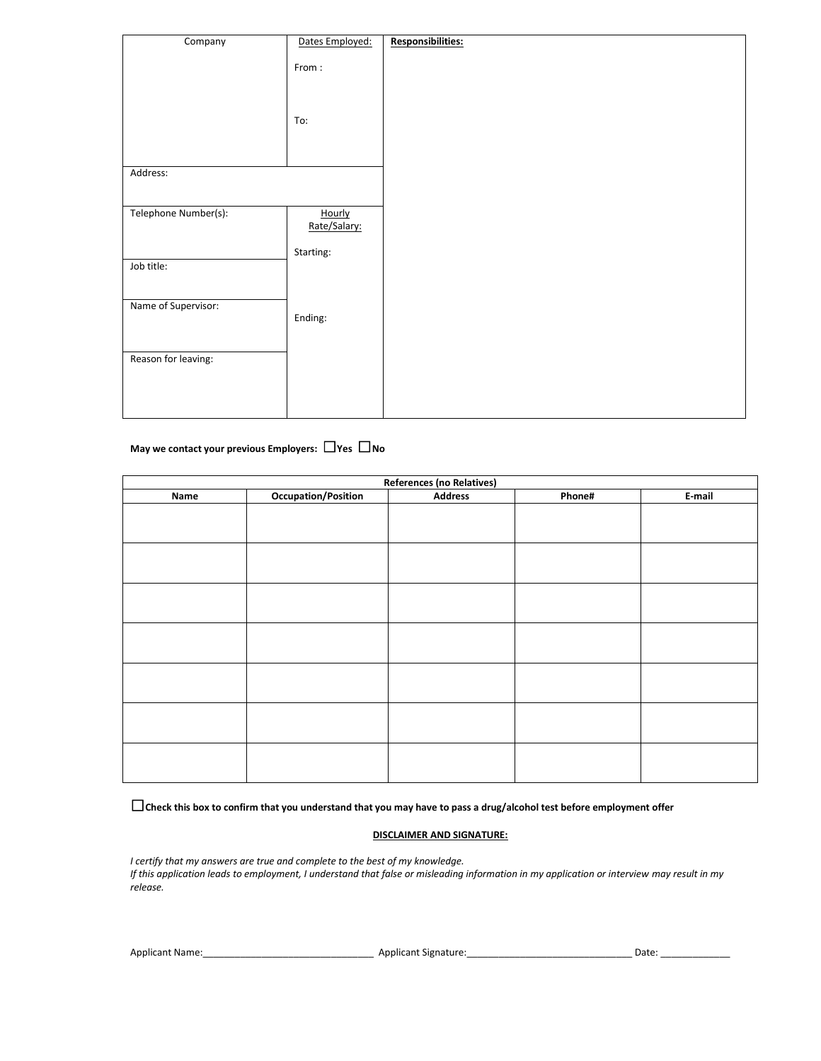| Company | Dates Employed: | Responsibilities: |
|---|---|---|
| | From : | |
| | To: | |
| Address: | | |
| Telephone Number(s): | Hourly Rate/Salary: | |
| | Starting: | |
| Job title: | | |
| Name of Supervisor: | Ending: | |
| Reason for leaving: | | |

**May we contact your previous Employers:** ☐**Yes** ☐**No**

| **References (no Relatives)** | | | | |
|---|---|---|---|---|
| **Name** | **Occupation/Position** | **Address** | **Phone#** | **E-mail** |
| | | | | |
| | | | | |
| | | | | |
| | | | | |
| | | | | |
| | | | | |
| | | | | |

☐**Check this box to confirm that you understand that you may have to pass a drug/alcohol test before employment offer**

**DISCLAIMER AND SIGNATURE:**

*I certify that my answers are true and complete to the best of my knowledge.*
*If this application leads to employment, I understand that false or misleading information in my application or interview may result in my release.*

Applicant Name:_______________________________ Applicant Signature:______________________________ Date: _____________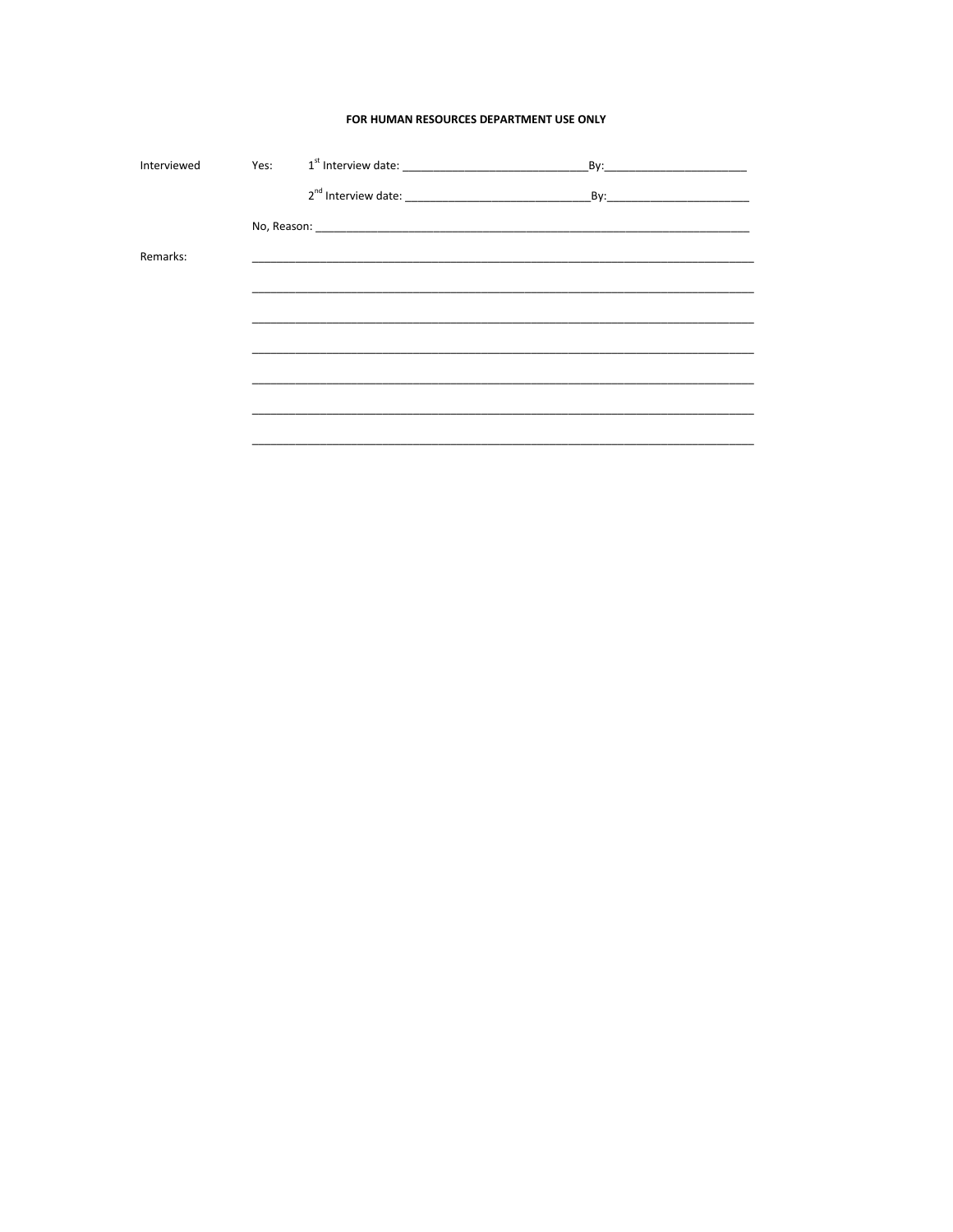**FOR HUMAN RESOURCES DEPARTMENT USE ONLY**

Interviewed

Yes: 1st Interview date: ______________________________By:________________________

2nd Interview date: ______________________________By:________________________

No, Reason: ___________________________________________________________________________

Remarks:

___________________________________________________________________________________

___________________________________________________________________________________

___________________________________________________________________________________

___________________________________________________________________________________

___________________________________________________________________________________

___________________________________________________________________________________

___________________________________________________________________________________